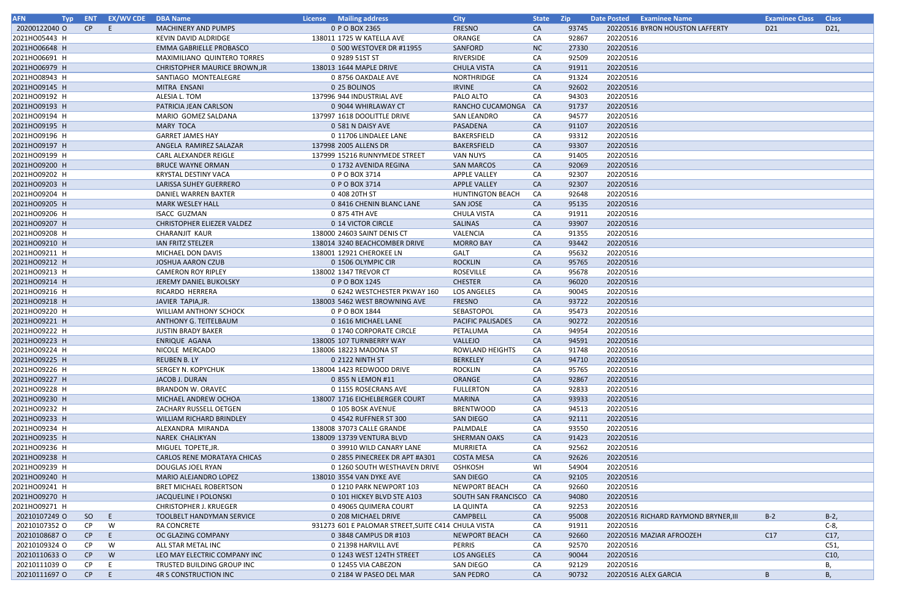| AFN | Typ | ENT | EX/WV CDE | DBA Name | License | Mailing address | City | State | Zip | Date Posted | Examinee Name | Examinee Class | Class |
|---|---|---|---|---|---|---|---|---|---|---|---|---|---|
| 20200122040 | O | CP | E | MACHINERY AND PUMPS | 0 | P O BOX 2365 | FRESNO | CA | 93745 | 20220516 | BYRON HOUSTON LAFFERTY | D21 | D21, |
| 2021HO05443 | H | | | KEVIN DAVID ALDRIDGE | 138011 | 1725 W KATELLA AVE | ORANGE | CA | 92867 | 20220516 | | | |
| 2021HO06648 | H | | | EMMA GABRIELLE PROBASCO | 0 | 500 WESTOVER DR #11955 | SANFORD | NC | 27330 | 20220516 | | | |
| 2021HO06691 | H | | | MAXIMILIANO QUINTERO TORRES | 0 | 9289 51ST ST | RIVERSIDE | CA | 92509 | 20220516 | | | |
| 2021HO06979 | H | | | CHRISTOPHER MAURICE BROWN,JR | 138013 | 1644 MAPLE DRIVE | CHULA VISTA | CA | 91911 | 20220516 | | | |
| 2021HO08943 | H | | | SANTIAGO MONTEALEGRE | 0 | 8756 OAKDALE AVE | NORTHRIDGE | CA | 91324 | 20220516 | | | |
| 2021HO09145 | H | | | MITRA ENSANI | 0 | 25 BOLINOS | IRVINE | CA | 92602 | 20220516 | | | |
| 2021HO09192 | H | | | ALESIA L. TOM | 137996 | 944 INDUSTRIAL AVE | PALO ALTO | CA | 94303 | 20220516 | | | |
| 2021HO09193 | H | | | PATRICIA JEAN CARLSON | 0 | 9044 WHIRLAWAY CT | RANCHO CUCAMONGA | CA | 91737 | 20220516 | | | |
| 2021HO09194 | H | | | MARIO GOMEZ SALDANA | 137997 | 1618 DOOLITTLE DRIVE | SAN LEANDRO | CA | 94577 | 20220516 | | | |
| 2021HO09195 | H | | | MARY TOCA | 0 | 581 N DAISY AVE | PASADENA | CA | 91107 | 20220516 | | | |
| 2021HO09196 | H | | | GARRET JAMES HAY | 0 | 11706 LINDALEE LANE | BAKERSFIELD | CA | 93312 | 20220516 | | | |
| 2021HO09197 | H | | | ANGELA RAMIREZ SALAZAR | 137998 | 2005 ALLENS DR | BAKERSFIELD | CA | 93307 | 20220516 | | | |
| 2021HO09199 | H | | | CARL ALEXANDER REIGLE | 137999 | 15216 RUNNYMEDE STREET | VAN NUYS | CA | 91405 | 20220516 | | | |
| 2021HO09200 | H | | | BRUCE WAYNE ORMAN | 0 | 1732 AVENIDA REGINA | SAN MARCOS | CA | 92069 | 20220516 | | | |
| 2021HO09202 | H | | | KRYSTAL DESTINY VACA | 0 | P O BOX 3714 | APPLE VALLEY | CA | 92307 | 20220516 | | | |
| 2021HO09203 | H | | | LARISSA SUHEY GUERRERO | 0 | P O BOX 3714 | APPLE VALLEY | CA | 92307 | 20220516 | | | |
| 2021HO09204 | H | | | DANIEL WARREN BAXTER | 0 | 408 20TH ST | HUNTINGTON BEACH | CA | 92648 | 20220516 | | | |
| 2021HO09205 | H | | | MARK WESLEY HALL | 0 | 8416 CHENIN BLANC LANE | SAN JOSE | CA | 95135 | 20220516 | | | |
| 2021HO09206 | H | | | ISACC GUZMAN | 0 | 875 4TH AVE | CHULA VISTA | CA | 91911 | 20220516 | | | |
| 2021HO09207 | H | | | CHRISTOPHER ELIEZER VALDEZ | 0 | 14 VICTOR CIRCLE | SALINAS | CA | 93907 | 20220516 | | | |
| 2021HO09208 | H | | | CHARANJIT KAUR | 138000 | 24603 SAINT DENIS CT | VALENCIA | CA | 91355 | 20220516 | | | |
| 2021HO09210 | H | | | IAN FRITZ STELZER | 138014 | 3240 BEACHCOMBER DRIVE | MORRO BAY | CA | 93442 | 20220516 | | | |
| 2021HO09211 | H | | | MICHAEL DON DAVIS | 138001 | 12921 CHEROKEE LN | GALT | CA | 95632 | 20220516 | | | |
| 2021HO09212 | H | | | JOSHUA AARON CZUB | 0 | 1506 OLYMPIC CIR | ROCKLIN | CA | 95765 | 20220516 | | | |
| 2021HO09213 | H | | | CAMERON ROY RIPLEY | 138002 | 1347 TREVOR CT | ROSEVILLE | CA | 95678 | 20220516 | | | |
| 2021HO09214 | H | | | JEREMY DANIEL BUKOLSKY | 0 | P O BOX 1245 | CHESTER | CA | 96020 | 20220516 | | | |
| 2021HO09216 | H | | | RICARDO HERRERA | 0 | 6242 WESTCHESTER PKWAY 160 | LOS ANGELES | CA | 90045 | 20220516 | | | |
| 2021HO09218 | H | | | JAVIER TAPIA,JR. | 138003 | 5462 WEST BROWNING AVE | FRESNO | CA | 93722 | 20220516 | | | |
| 2021HO09220 | H | | | WILLIAM ANTHONY SCHOCK | 0 | P O BOX 1844 | SEBASTOPOL | CA | 95473 | 20220516 | | | |
| 2021HO09221 | H | | | ANTHONY G. TEITELBAUM | 0 | 1616 MICHAEL LANE | PACIFIC PALISADES | CA | 90272 | 20220516 | | | |
| 2021HO09222 | H | | | JUSTIN BRADY BAKER | 0 | 1740 CORPORATE CIRCLE | PETALUMA | CA | 94954 | 20220516 | | | |
| 2021HO09223 | H | | | ENRIQUE AGANA | 138005 | 107 TURNBERRY WAY | VALLEJO | CA | 94591 | 20220516 | | | |
| 2021HO09224 | H | | | NICOLE MERCADO | 138006 | 18223 MADONA ST | ROWLAND HEIGHTS | CA | 91748 | 20220516 | | | |
| 2021HO09225 | H | | | REUBEN B. LY | 0 | 2122 NINTH ST | BERKELEY | CA | 94710 | 20220516 | | | |
| 2021HO09226 | H | | | SERGEY N. KOPYCHUK | 138004 | 1423 REDWOOD DRIVE | ROCKLIN | CA | 95765 | 20220516 | | | |
| 2021HO09227 | H | | | JACOB J. DURAN | 0 | 855 N LEMON #11 | ORANGE | CA | 92867 | 20220516 | | | |
| 2021HO09228 | H | | | BRANDON W. ORAVEC | 0 | 1155 ROSECRANS AVE | FULLERTON | CA | 92833 | 20220516 | | | |
| 2021HO09230 | H | | | MICHAEL ANDREW OCHOA | 138007 | 1716 EICHELBERGER COURT | MARINA | CA | 93933 | 20220516 | | | |
| 2021HO09232 | H | | | ZACHARY RUSSELL OETGEN | 0 | 105 BOSK AVENUE | BRENTWOOD | CA | 94513 | 20220516 | | | |
| 2021HO09233 | H | | | WILLIAM RICHARD BRINDLEY | 0 | 4542 RUFFNER ST 300 | SAN DIEGO | CA | 92111 | 20220516 | | | |
| 2021HO09234 | H | | | ALEXANDRA MIRANDA | 138008 | 37073 CALLE GRANDE | PALMDALE | CA | 93550 | 20220516 | | | |
| 2021HO09235 | H | | | NAREK CHALIKYAN | 138009 | 13739 VENTURA BLVD | SHERMAN OAKS | CA | 91423 | 20220516 | | | |
| 2021HO09236 | H | | | MIGUEL TOPETE,JR. | 0 | 39910 WILD CANARY LANE | MURRIETA | CA | 92562 | 20220516 | | | |
| 2021HO09238 | H | | | CARLOS RENE MORATAYA CHICAS | 0 | 2855 PINECREEK DR APT #A301 | COSTA MESA | CA | 92626 | 20220516 | | | |
| 2021HO09239 | H | | | DOUGLAS JOEL RYAN | 0 | 1260 SOUTH WESTHAVEN DRIVE | OSHKOSH | WI | 54904 | 20220516 | | | |
| 2021HO09240 | H | | | MARIO ALEJANDRO LOPEZ | 138010 | 3554 VAN DYKE AVE | SAN DIEGO | CA | 92105 | 20220516 | | | |
| 2021HO09241 | H | | | BRET MICHAEL ROBERTSON | 0 | 1210 PARK NEWPORT 103 | NEWPORT BEACH | CA | 92660 | 20220516 | | | |
| 2021HO09270 | H | | | JACQUELINE I POLONSKI | 0 | 101 HICKEY BLVD STE A103 | SOUTH SAN FRANCISCO | CA | 94080 | 20220516 | | | |
| 2021HO09271 | H | | | CHRISTOPHER J. KRUEGER | 0 | 49065 QUIMERA COURT | LA QUINTA | CA | 92253 | 20220516 | | | |
| 20210107249 | O | SO | E | TOOLBELT HANDYMAN SERVICE | 0 | 208 MICHAEL DRIVE | CAMPBELL | CA | 95008 | 20220516 | RICHARD RAYMOND BRYNER,III | B-2 | B-2, |
| 20210107352 | O | CP | W | RA CONCRETE | 931273 | 601 E PALOMAR STREET,SUITE C414 | CHULA VISTA | CA | 91911 | 20220516 | | | C-8, |
| 20210108687 | O | CP | E | OC GLAZING COMPANY | 0 | 3848 CAMPUS DR #103 | NEWPORT BEACH | CA | 92660 | 20220516 | MAZIAR AFROOZEH | C17 | C17, |
| 20210109324 | O | CP | W | ALL STAR METAL INC | 0 | 21398 HARVILL AVE | PERRIS | CA | 92570 | 20220516 | | | C51, |
| 20210110633 | O | CP | W | LEO MAY ELECTRIC COMPANY INC | 0 | 1243 WEST 124TH STREET | LOS ANGELES | CA | 90044 | 20220516 | | | C10, |
| 20210111039 | O | CP | E | TRUSTED BUILDING GROUP INC | 0 | 12455 VIA CABEZON | SAN DIEGO | CA | 92129 | 20220516 | | | B, |
| 20210111697 | O | CP | E | 4R S CONSTRUCTION INC | 0 | 2184 W PASEO DEL MAR | SAN PEDRO | CA | 90732 | 20220516 | ALEX GARCIA | B | B, |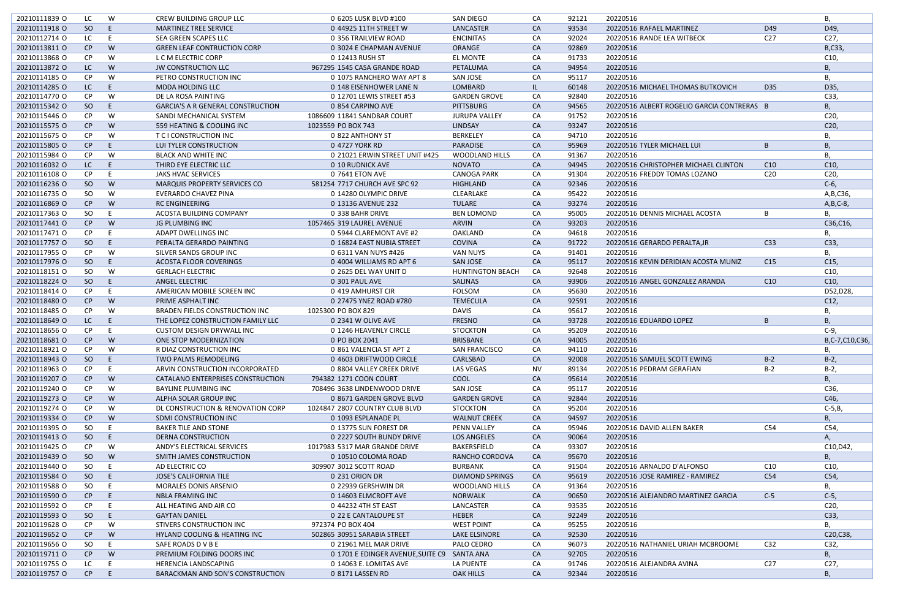| | | | | | | | | | | | | |
|---|---|---|---|---|---|---|---|---|---|---|---|---|
| 20210111839 O | LC | W | CREW BUILDING GROUP LLC | 0 | 6205 LUSK BLVD #100 | SAN DIEGO | CA | 92121 | 20220516 | | | B, |
| 20210111918 O | SO | E | MARTINEZ TREE SERVICE | 0 | 44925 11TH STREET W | LANCASTER | CA | 93534 | 20220516 | RAFAEL MARTINEZ | D49 | D49, |
| 20210112714 O | LC | E | SEA GREEN SCAPES LLC | 0 | 356 TRAILVIEW ROAD | ENCINITAS | CA | 92024 | 20220516 | RANDE LEA WITBECK | C27 | C27, |
| 20210113811 O | CP | W | GREEN LEAF CONTRUCTION CORP | 0 | 3024 E CHAPMAN AVENUE | ORANGE | CA | 92869 | 20220516 | | | B,C33, |
| 20210113868 O | CP | W | L C M ELECTRIC CORP | 0 | 12413 RUSH ST | EL MONTE | CA | 91733 | 20220516 | | | C10, |
| 20210113872 O | LC | W | JW CONSTRUCTION LLC | 967295 | 1545 CASA GRANDE ROAD | PETALUMA | CA | 94954 | 20220516 | | | B, |
| 20210114185 O | CP | W | PETRO CONSTRUCTION INC | 0 | 1075 RANCHERO WAY APT 8 | SAN JOSE | CA | 95117 | 20220516 | | | B, |
| 20210114285 O | LC | E | MDDA HOLDING LLC | 0 | 148 EISENHOWER LANE N | LOMBARD | IL | 60148 | 20220516 | MICHAEL THOMAS BUTKOVICH | D35 | D35, |
| 20210114770 O | CP | W | DE LA ROSA PAINTING | 0 | 12701 LEWIS STREET #53 | GARDEN GROVE | CA | 92840 | 20220516 | | | C33, |
| 20210115342 O | SO | E | GARCIA'S A R GENERAL CONSTRUCTION | 0 | 854 CARPINO AVE | PITTSBURG | CA | 94565 | 20220516 | ALBERT ROGELIO GARCIA CONTRERAS | B | B, |
| 20210115446 O | CP | W | SANDI MECHANICAL SYSTEM | 1086609 | 11841 SANDBAR COURT | JURUPA VALLEY | CA | 91752 | 20220516 | | | C20, |
| 20210115575 O | CP | W | 559 HEATING & COOLING INC | 1023559 | PO BOX 743 | LINDSAY | CA | 93247 | 20220516 | | | C20, |
| 20210115675 O | CP | W | T C I CONSTRUCTION INC | 0 | 822 ANTHONY ST | BERKELEY | CA | 94710 | 20220516 | | | B, |
| 20210115805 O | CP | E | LUI TYLER CONSTRUCTION | 0 | 4727 YORK RD | PARADISE | CA | 95969 | 20220516 | TYLER MICHAEL LUI | B | B, |
| 20210115984 O | CP | W | BLACK AND WHITE INC | 0 | 21021 ERWIN STREET UNIT #425 | WOODLAND HILLS | CA | 91367 | 20220516 | | | B, |
| 20210116032 O | LC | E | THIRD EYE ELECTRIC LLC | 0 | 10 RUDNICK AVE | NOVATO | CA | 94945 | 20220516 | CHRISTOPHER MICHAEL CLINTON | C10 | C10, |
| 20210116108 O | CP | E | JAKS HVAC SERVICES | 0 | 7641 ETON AVE | CANOGA PARK | CA | 91304 | 20220516 | FREDDY TOMAS LOZANO | C20 | C20, |
| 20210116236 O | SO | W | MARQUIS PROPERTY SERVICES CO | 581254 | 7717 CHURCH AVE SPC 92 | HIGHLAND | CA | 92346 | 20220516 | | | C-6, |
| 20210116735 O | SO | W | EVERARDO CHAVEZ PINA | 0 | 14280 OLYMPIC DRIVE | CLEARLAKE | CA | 95422 | 20220516 | | | A,B,C36, |
| 20210116869 O | CP | W | RC ENGINEERING | 0 | 13136 AVENUE 232 | TULARE | CA | 93274 | 20220516 | | | A,B,C-8, |
| 20210117363 O | SO | E | ACOSTA BUILDING COMPANY | 0 | 338 BAHR DRIVE | BEN LOMOND | CA | 95005 | 20220516 | DENNIS MICHAEL ACOSTA | B | B, |
| 20210117441 O | CP | W | JG PLUMBING INC | 1057465 | 319 LAUREL AVENUE | ARVIN | CA | 93203 | 20220516 | | | C36,C16, |
| 20210117471 O | CP | E | ADAPT DWELLINGS INC | 0 | 5944 CLAREMONT AVE #2 | OAKLAND | CA | 94618 | 20220516 | | | B, |
| 20210117757 O | SO | E | PERALTA GERARDO PAINTING | 0 | 16824 EAST NUBIA STREET | COVINA | CA | 91722 | 20220516 | GERARDO PERALTA,JR | C33 | C33, |
| 20210117955 O | CP | W | SILVER SANDS GROUP INC | 0 | 6311 VAN NUYS #426 | VAN NUYS | CA | 91401 | 20220516 | | | B, |
| 20210117976 O | SO | E | ACOSTA FLOOR COVERINGS | 0 | 4004 WILLIAMS RD APT 6 | SAN JOSE | CA | 95117 | 20220516 | KEVIN DERIDIAN ACOSTA MUNIZ | C15 | C15, |
| 20210118151 O | SO | W | GERLACH ELECTRIC | 0 | 2625 DEL WAY UNIT D | HUNTINGTON BEACH | CA | 92648 | 20220516 | | | C10, |
| 20210118224 O | SO | E | ANGEL ELECTRIC | 0 | 301 PAUL AVE | SALINAS | CA | 93906 | 20220516 | ANGEL GONZALEZ ARANDA | C10 | C10, |
| 20210118414 O | CP | E | AMERICAN MOBILE SCREEN INC | 0 | 419 AMHURST CIR | FOLSOM | CA | 95630 | 20220516 | | | D52,D28, |
| 20210118480 O | CP | W | PRIME ASPHALT INC | 0 | 27475 YNEZ ROAD #780 | TEMECULA | CA | 92591 | 20220516 | | | C12, |
| 20210118485 O | CP | W | BRADEN FIELDS CONSTRUCTION INC | 1025300 | PO BOX 829 | DAVIS | CA | 95617 | 20220516 | | | B, |
| 20210118649 O | LC | E | THE LOPEZ CONSTRUCTION FAMILY LLC | 0 | 2341 W OLIVE AVE | FRESNO | CA | 93728 | 20220516 | EDUARDO LOPEZ | B | B, |
| 20210118656 O | CP | E | CUSTOM DESIGN DRYWALL INC | 0 | 1246 HEAVENLY CIRCLE | STOCKTON | CA | 95209 | 20220516 | | | C-9, |
| 20210118681 O | CP | W | ONE STOP MODERNIZATION | 0 | PO BOX 2041 | BRISBANE | CA | 94005 | 20220516 | | | B,C-7,C10,C36, |
| 20210118921 O | CP | W | R DIAZ CONSTRUCTION INC | 0 | 861 VALENCIA ST APT 2 | SAN FRANCISCO | CA | 94110 | 20220516 | | | B, |
| 20210118943 O | SO | E | TWO PALMS REMODELING | 0 | 4603 DRIFTWOOD CIRCLE | CARLSBAD | CA | 92008 | 20220516 | SAMUEL SCOTT EWING | B-2 | B-2, |
| 20210118963 O | CP | E | ARVIN CONSTRUCTION INCORPORATED | 0 | 8804 VALLEY CREEK DRIVE | LAS VEGAS | NV | 89134 | 20220516 | PEDRAM GERAFIAN | B-2 | B-2, |
| 20210119207 O | CP | W | CATALANO ENTERPRISES CONSTRUCTION | 794382 | 1271 COON COURT | COOL | CA | 95614 | 20220516 | | | B, |
| 20210119240 O | CP | W | BAYLINE PLUMBING INC | 708496 | 3638 LINDENWOOD DRIVE | SAN JOSE | CA | 95117 | 20220516 | | | C36, |
| 20210119273 O | CP | W | ALPHA SOLAR GROUP INC | 0 | 8671 GARDEN GROVE BLVD | GARDEN GROVE | CA | 92844 | 20220516 | | | C46, |
| 20210119274 O | CP | W | DL CONSTRUCTION & RENOVATION CORP | 1024847 | 2807 COUNTRY CLUB BLVD | STOCKTON | CA | 95204 | 20220516 | | | C-5,B, |
| 20210119334 O | CP | W | SDMI CONSTRUCTION INC | 0 | 1093 ESPLANADE PL | WALNUT CREEK | CA | 94597 | 20220516 | | | B, |
| 20210119395 O | SO | E | BAKER TILE AND STONE | 0 | 13775 SUN FOREST DR | PENN VALLEY | CA | 95946 | 20220516 | DAVID ALLEN BAKER | C54 | C54, |
| 20210119413 O | SO | E | DERNA CONSTRUCTION | 0 | 2227 SOUTH BUNDY DRIVE | LOS ANGELES | CA | 90064 | 20220516 | | | A, |
| 20210119425 O | CP | W | ANDY'S ELECTRICAL SERVICES | 1017983 | 5317 MAR GRANDE DRIVE | BAKERSFIELD | CA | 93307 | 20220516 | | | C10,D42, |
| 20210119439 O | SO | W | SMITH JAMES CONSTRUCTION | 0 | 10510 COLOMA ROAD | RANCHO CORDOVA | CA | 95670 | 20220516 | | | B, |
| 20210119440 O | SO | E | AD ELECTRIC CO | 309907 | 3012 SCOTT ROAD | BURBANK | CA | 91504 | 20220516 | ARNALDO D'ALFONSO | C10 | C10, |
| 20210119584 O | SO | E | JOSE'S CALIFORNIA TILE | 0 | 231 ORION DR | DIAMOND SPRINGS | CA | 95619 | 20220516 | JOSE RAMIREZ - RAMIREZ | C54 | C54, |
| 20210119588 O | SO | E | MORALES DONIS ARSENIO | 0 | 22939 GERSHWIN DR | WOODLAND HILLS | CA | 91364 | 20220516 | | | B, |
| 20210119590 O | CP | E | NBLA FRAMING INC | 0 | 14603 ELMCROFT AVE | NORWALK | CA | 90650 | 20220516 | ALEJANDRO MARTINEZ GARCIA | C-5 | C-5, |
| 20210119592 O | CP | E | ALL HEATING AND AIR CO | 0 | 44232 4TH ST EAST | LANCASTER | CA | 93535 | 20220516 | | | C20, |
| 20210119593 O | SO | E | GAYTAN DANIEL | 0 | 22 E CANTALOUPE ST | HEBER | CA | 92249 | 20220516 | | | C33, |
| 20210119628 O | CP | W | STIVERS CONSTRUCTION INC | 972374 | PO BOX 404 | WEST POINT | CA | 95255 | 20220516 | | | B, |
| 20210119652 O | CP | W | HYLAND COOLING & HEATING INC | 502865 | 30951 SARABIA STREET | LAKE ELSINORE | CA | 92530 | 20220516 | | | C20,C38, |
| 20210119656 O | SO | E | SAFE ROADS D V B E | 0 | 21961 MEL MAR DRIVE | PALO CEDRO | CA | 96073 | 20220516 | NATHANIEL URIAH MCBROOME | C32 | C32, |
| 20210119711 O | CP | W | PREMIUM FOLDING DOORS INC | 0 | 1701 E EDINGER AVENUE,SUITE C9 | SANTA ANA | CA | 92705 | 20220516 | | | B, |
| 20210119755 O | LC | E | HERENCIA LANDSCAPING | 0 | 14063 E. LOMITAS AVE | LA PUENTE | CA | 91746 | 20220516 | ALEJANDRA AVINA | C27 | C27, |
| 20210119757 O | CP | E | BARACKMAN AND SON'S CONSTRUCTION | 0 | 8171 LASSEN RD | OAK HILLS | CA | 92344 | 20220516 | | | B, |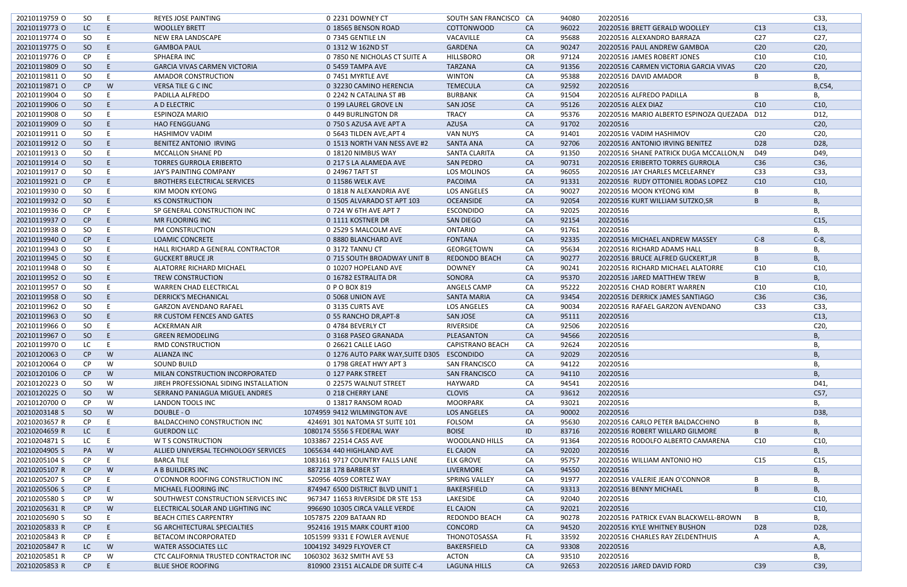| | | | | | | | | | | |
|---|---|---|---|---|---|---|---|---|---|---|
| 20210119759 O | SO | E | REYES JOSE PAINTING | 0 2231 DOWNEY CT | SOUTH SAN FRANCISCO | CA | 94080 | 20220516 | | C33, |
| 20210119773 O | LC | E | WOOLLEY BRETT | 0 18565 BENSON ROAD | COTTONWOOD | CA | 96022 | 20220516 BRETT GERALD WOOLLEY | C13 | C13, |
| 20210119774 O | SO | E | NEW ERA LANDSCAPE | 0 7345 GENTILE LN | VACAVILLE | CA | 95688 | 20220516 ALEXANDRO BARRAZA | C27 | C27, |
| 20210119775 O | SO | E | GAMBOA PAUL | 0 1312 W 162ND ST | GARDENA | CA | 90247 | 20220516 PAUL ANDREW GAMBOA | C20 | C20, |
| 20210119776 O | CP | E | SPHAERA INC | 0 7850 NE NICHOLAS CT SUITE A | HILLSBORO | OR | 97124 | 20220516 JAMES ROBERT JONES | C10 | C10, |
| 20210119809 O | SO | E | GARCIA VIVAS CARMEN VICTORIA | 0 5459 TAMPA AVE | TARZANA | CA | 91356 | 20220516 CARMEN VICTORIA GARCIA VIVAS | C20 | C20, |
| 20210119811 O | SO | E | AMADOR CONSTRUCTION | 0 7451 MYRTLE AVE | WINTON | CA | 95388 | 20220516 DAVID AMADOR | B | B, |
| 20210119871 O | CP | W | VERSA TILE G C INC | 0 32230 CAMINO HERENCIA | TEMECULA | CA | 92592 | 20220516 | | B,C54, |
| 20210119904 O | SO | E | PADILLA ALFREDO | 0 2242 N CATALINA ST #B | BURBANK | CA | 91504 | 20220516 ALFREDO PADILLA | B | B, |
| 20210119906 O | SO | E | A D ELECTRIC | 0 199 LAUREL GROVE LN | SAN JOSE | CA | 95126 | 20220516 ALEX DIAZ | C10 | C10, |
| 20210119908 O | SO | E | ESPINOZA MARIO | 0 449 BURLINGTON DR | TRACY | CA | 95376 | 20220516 MARIO ALBERTO ESPINOZA QUEZADA | D12 | D12, |
| 20210119909 O | SO | E | HAO FENGGUANG | 0 750 S AZUSA AVE APT A | AZUSA | CA | 91702 | 20220516 | | C20, |
| 20210119911 O | SO | E | HASHIMOV VADIM | 0 5643 TILDEN AVE,APT 4 | VAN NUYS | CA | 91401 | 20220516 VADIM HASHIMOV | C20 | C20, |
| 20210119912 O | SO | E | BENITEZ ANTONIO IRVING | 0 1513 NORTH VAN NESS AVE #2 | SANTA ANA | CA | 92706 | 20220516 ANTONIO IRVING BENITEZ | D28 | D28, |
| 20210119913 O | SO | E | MCCALLON SHANE PD | 0 18120 NIMBUS WAY | SANTA CLARITA | CA | 91350 | 20220516 SHANE PATRICK DUGA MCCALLON,N | D49 | D49, |
| 20210119914 O | SO | E | TORRES GURROLA ERIBERTO | 0 217 S LA ALAMEDA AVE | SAN PEDRO | CA | 90731 | 20220516 ERIBERTO TORRES GURROLA | C36 | C36, |
| 20210119917 O | SO | E | JAY'S PAINTING COMPANY | 0 24967 TAFT ST | LOS MOLINOS | CA | 96055 | 20220516 JAY CHARLES MCELEARNEY | C33 | C33, |
| 20210119921 O | CP | E | BROTHERS ELECTRICAL SERVICES | 0 11586 WELK AVE | PACOIMA | CA | 91331 | 20220516 RUDY OTTONIEL RODAS LOPEZ | C10 | C10, |
| 20210119930 O | SO | E | KIM MOON KYEONG | 0 1818 N ALEXANDRIA AVE | LOS ANGELES | CA | 90027 | 20220516 MOON KYEONG KIM | B | B, |
| 20210119932 O | SO | E | KS CONSTRUCTION | 0 1505 ALVARADO ST APT 103 | OCEANSIDE | CA | 92054 | 20220516 KURT WILLIAM SUTZKO,SR | B | B, |
| 20210119936 O | CP | E | SP GENERAL CONSTRUCTION INC | 0 724 W 6TH AVE APT 7 | ESCONDIDO | CA | 92025 | 20220516 | | B, |
| 20210119937 O | CP | E | MR FLOORING INC | 0 1111 KOSTNER DR | SAN DIEGO | CA | 92154 | 20220516 | | C15, |
| 20210119938 O | SO | E | PM CONSTRUCTION | 0 2529 S MALCOLM AVE | ONTARIO | CA | 91761 | 20220516 | | B, |
| 20210119940 O | CP | E | LOAMIC CONCRETE | 0 8880 BLANCHARD AVE | FONTANA | CA | 92335 | 20220516 MICHAEL ANDREW MASSEY | C-8 | C-8, |
| 20210119943 O | SO | E | HALL RICHARD A GENERAL CONTRACTOR | 0 3172 TANNU CT | GEORGETOWN | CA | 95634 | 20220516 RICHARD ADAMS HALL | B | B, |
| 20210119945 O | SO | E | GUCKERT BRUCE JR | 0 715 SOUTH BROADWAY UNIT B | REDONDO BEACH | CA | 90277 | 20220516 BRUCE ALFRED GUCKERT,JR | B | B, |
| 20210119948 O | SO | E | ALATORRE RICHARD MICHAEL | 0 10207 HOPELAND AVE | DOWNEY | CA | 90241 | 20220516 RICHARD MICHAEL ALATORRE | C10 | C10, |
| 20210119952 O | SO | E | TREW CONSTRUCTION | 0 16782 ESTRALITA DR | SONORA | CA | 95370 | 20220516 JARED MATTHEW TREW | B | B, |
| 20210119957 O | SO | E | WARREN CHAD ELECTRICAL | 0 P O BOX 819 | ANGELS CAMP | CA | 95222 | 20220516 CHAD ROBERT WARREN | C10 | C10, |
| 20210119958 O | SO | E | DERRICK'S MECHANICAL | 0 5068 UNION AVE | SANTA MARIA | CA | 93454 | 20220516 DERRICK JAMES SANTIAGO | C36 | C36, |
| 20210119962 O | SO | E | GARZON AVENDANO RAFAEL | 0 3135 CURTS AVE | LOS ANGELES | CA | 90034 | 20220516 RAFAEL GARZON AVENDANO | C33 | C33, |
| 20210119963 O | SO | E | RR CUSTOM FENCES AND GATES | 0 55 RANCHO DR,APT-8 | SAN JOSE | CA | 95111 | 20220516 | | C13, |
| 20210119966 O | SO | E | ACKERMAN AIR | 0 4784 BEVERLY CT | RIVERSIDE | CA | 92506 | 20220516 | | C20, |
| 20210119967 O | SO | E | GREEN REMODELING | 0 3168 PASEO GRANADA | PLEASANTON | CA | 94566 | 20220516 | | B, |
| 20210119970 O | LC | E | RMD CONSTRUCTION | 0 26621 CALLE LAGO | CAPISTRANO BEACH | CA | 92624 | 20220516 | | B, |
| 20210120063 O | CP | W | ALIANZA INC | 0 1276 AUTO PARK WAY,SUITE D305 | ESCONDIDO | CA | 92029 | 20220516 | | B, |
| 20210120064 O | CP | W | SOUND BUILD | 0 1798 GREAT HWY APT 3 | SAN FRANCISCO | CA | 94122 | 20220516 | | B, |
| 20210120106 O | CP | W | MILAN CONSTRUCTION INCORPORATED | 0 127 PARK STREET | SAN FRANCISCO | CA | 94110 | 20220516 | | B, |
| 20210120223 O | SO | W | JIREH PROFESSIONAL SIDING INSTALLATION | 0 22575 WALNUT STREET | HAYWARD | CA | 94541 | 20220516 | | D41, |
| 20210120225 O | SO | W | SERRANO PANIAGUA MIGUEL ANDRES | 0 218 CHERRY LANE | CLOVIS | CA | 93612 | 20220516 | | C57, |
| 20210120700 O | CP | W | LANDON TOOLS INC | 0 13817 RANSOM ROAD | MOORPARK | CA | 93021 | 20220516 | | B, |
| 20210203148 S | SO | W | DOUBLE - O | 1074959 9412 WILMINGTON AVE | LOS ANGELES | CA | 90002 | 20220516 | | D38, |
| 20210203657 R | CP | E | BALDACCHINO CONSTRUCTION INC | 424691 301 NATOMA ST SUITE 101 | FOLSOM | CA | 95630 | 20220516 CARLO PETER BALDACCHINO | B | B, |
| 20210204659 R | LC | E | GUERDON LLC | 1080174 5556 S FEDERAL WAY | BOISE | ID | 83716 | 20220516 ROBERT WILLARD GILMORE | B | B, |
| 20210204871 S | LC | E | W T S CONSTRUCTION | 1033867 22514 CASS AVE | WOODLAND HILLS | CA | 91364 | 20220516 RODOLFO ALBERTO CAMARENA | C10 | C10, |
| 20210204905 S | PA | W | ALLIED UNIVERSAL TECHNOLOGY SERVICES | 1065634 440 HIGHLAND AVE | EL CAJON | CA | 92020 | 20220516 | | B, |
| 20210205104 S | CP | E | BARCA TILE | 1083161 9717 COUNTRY FALLS LANE | ELK GROVE | CA | 95757 | 20220516 WILLIAM ANTONIO HO | C15 | C15, |
| 20210205107 R | CP | W | A B BUILDERS INC | 887218 178 BARBER ST | LIVERMORE | CA | 94550 | 20220516 | | B, |
| 20210205207 S | CP | E | O'CONNOR ROOFING CONSTRUCTION INC | 520956 4059 CORTEZ WAY | SPRING VALLEY | CA | 91977 | 20220516 VALERIE JEAN O'CONNOR | B | B, |
| 20210205506 S | CP | E | MICHAEL FLOORING INC | 874947 6500 DISTRICT BLVD UNIT 1 | BAKERSFIELD | CA | 93313 | 20220516 BENNY MICHAEL | B | B, |
| 20210205580 S | CP | W | SOUTHWEST CONSTRUCTION SERVICES INC | 967347 11653 RIVERSIDE DR STE 153 | LAKESIDE | CA | 92040 | 20220516 | | C10, |
| 20210205631 R | CP | W | ELECTRICAL SOLAR AND LIGHTING INC | 996690 10305 CIRCA VALLE VERDE | EL CAJON | CA | 92021 | 20220516 | | C10, |
| 20210205690 S | SO | E | BEACH CITIES CARPENTRY | 1057875 2209 BATAAN RD | REDONDO BEACH | CA | 90278 | 20220516 PATRICK EVAN BLACKWELL-BROWN | B | B, |
| 20210205833 R | CP | E | SG ARCHITECTURAL SPECIALTIES | 952416 1915 MARK COURT #100 | CONCORD | CA | 94520 | 20220516 KYLE WHITNEY BUSHON | D28 | D28, |
| 20210205843 R | CP | E | BETACOM INCORPORATED | 1051599 9331 E FOWLER AVENUE | THONOTOSASSA | FL | 33592 | 20220516 CHARLES RAY ZELDENTHUIS | A | A, |
| 20210205847 R | LC | W | WATER ASSOCIATES LLC | 1004192 34929 FLYOVER CT | BAKERSFIELD | CA | 93308 | 20220516 | | A,B, |
| 20210205851 R | CP | W | CTC CALIFORNIA TRUSTED CONTRACTOR INC | 1060302 3632 SMITH AVE 53 | ACTON | CA | 93510 | 20220516 | | B, |
| 20210205853 R | CP | E | BLUE SHOE ROOFING | 810900 23151 ALCALDE DR SUITE C-4 | LAGUNA HILLS | CA | 92653 | 20220516 JARED DAVID FORD | C39 | C39, |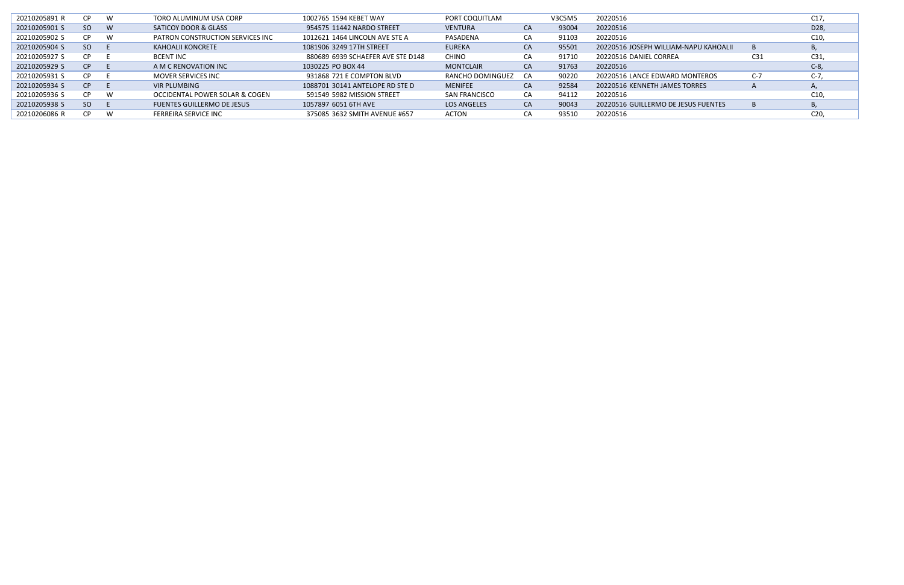| | | | | | | | | | | | | |
|---|---|---|---|---|---|---|---|---|---|---|---|---|
| 20210205891 R | CP | W | TORO ALUMINUM USA CORP | 1002765 | 1594 KEBET WAY | PORT COQUITLAM | | V3C5M5 | 20220516 | | | C17, |
| 20210205901 S | SO | W | SATICOY DOOR & GLASS | 954575 | 11442 NARDO STREET | VENTURA | CA | 93004 | 20220516 | | | D28, |
| 20210205902 S | CP | W | PATRON CONSTRUCTION SERVICES INC | 1012621 | 1464 LINCOLN AVE STE A | PASADENA | CA | 91103 | 20220516 | | | C10, |
| 20210205904 S | SO | E | KAHOALII KONCRETE | 1081906 | 3249 17TH STREET | EUREKA | CA | 95501 | 20220516 | JOSEPH WILLIAM-NAPU KAHOALII | B | B, |
| 20210205927 S | CP | E | BCENT INC | 880689 | 6939 SCHAEFER AVE STE D148 | CHINO | CA | 91710 | 20220516 | DANIEL CORREA | C31 | C31, |
| 20210205929 S | CP | E | A M C RENOVATION INC | 1030225 | PO BOX 44 | MONTCLAIR | CA | 91763 | 20220516 | | | C-8, |
| 20210205931 S | CP | E | MOVER SERVICES INC | 931868 | 721 E COMPTON BLVD | RANCHO DOMINGUEZ | CA | 90220 | 20220516 | LANCE EDWARD MONTEROS | C-7 | C-7, |
| 20210205934 S | CP | E | VIR PLUMBING | 1088701 | 30141 ANTELOPE RD STE D | MENIFEE | CA | 92584 | 20220516 | KENNETH JAMES TORRES | A | A, |
| 20210205936 S | CP | W | OCCIDENTAL POWER SOLAR & COGEN | 591549 | 5982 MISSION STREET | SAN FRANCISCO | CA | 94112 | 20220516 | | | C10, |
| 20210205938 S | SO | E | FUENTES GUILLERMO DE JESUS | 1057897 | 6051 6TH AVE | LOS ANGELES | CA | 90043 | 20220516 | GUILLERMO DE JESUS FUENTES | B | B, |
| 20210206086 R | CP | W | FERREIRA SERVICE INC | 375085 | 3632 SMITH AVENUE #657 | ACTON | CA | 93510 | 20220516 | | | C20, |